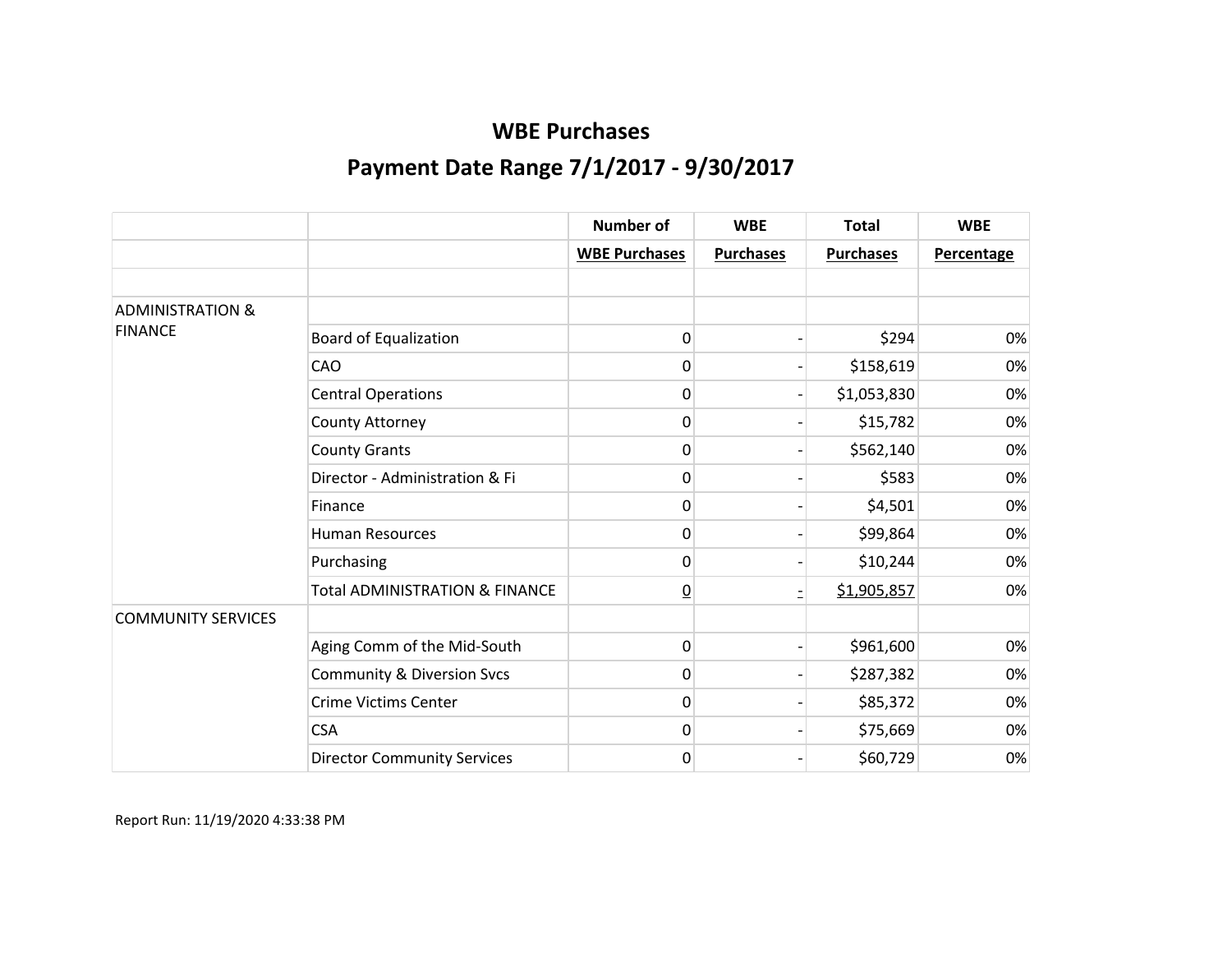# WBE Purchases

## Payment Date Range 7/1/2017 - 9/30/2017

| | | Number of WBE Purchases | WBE Purchases | Total Purchases | WBE Percentage |
|---|---|---|---|---|---|
| | | | | | |
| ADMINISTRATION & FINANCE | | | | | |
| | Board of Equalization | 0 | - | $294 | 0% |
| | CAO | 0 | - | $158,619 | 0% |
| | Central Operations | 0 | - | $1,053,830 | 0% |
| | County Attorney | 0 | - | $15,782 | 0% |
| | County Grants | 0 | - | $562,140 | 0% |
| | Director - Administration & Fi | 0 | - | $583 | 0% |
| | Finance | 0 | - | $4,501 | 0% |
| | Human Resources | 0 | - | $99,864 | 0% |
| | Purchasing | 0 | - | $10,244 | 0% |
| | Total ADMINISTRATION & FINANCE | 0 | - | $1,905,857 | 0% |
| COMMUNITY SERVICES | | | | | |
| | Aging Comm of the Mid-South | 0 | - | $961,600 | 0% |
| | Community & Diversion Svcs | 0 | - | $287,382 | 0% |
| | Crime Victims Center | 0 | - | $85,372 | 0% |
| | CSA | 0 | - | $75,669 | 0% |
| | Director Community Services | 0 | - | $60,729 | 0% |

Report Run: 11/19/2020 4:33:38 PM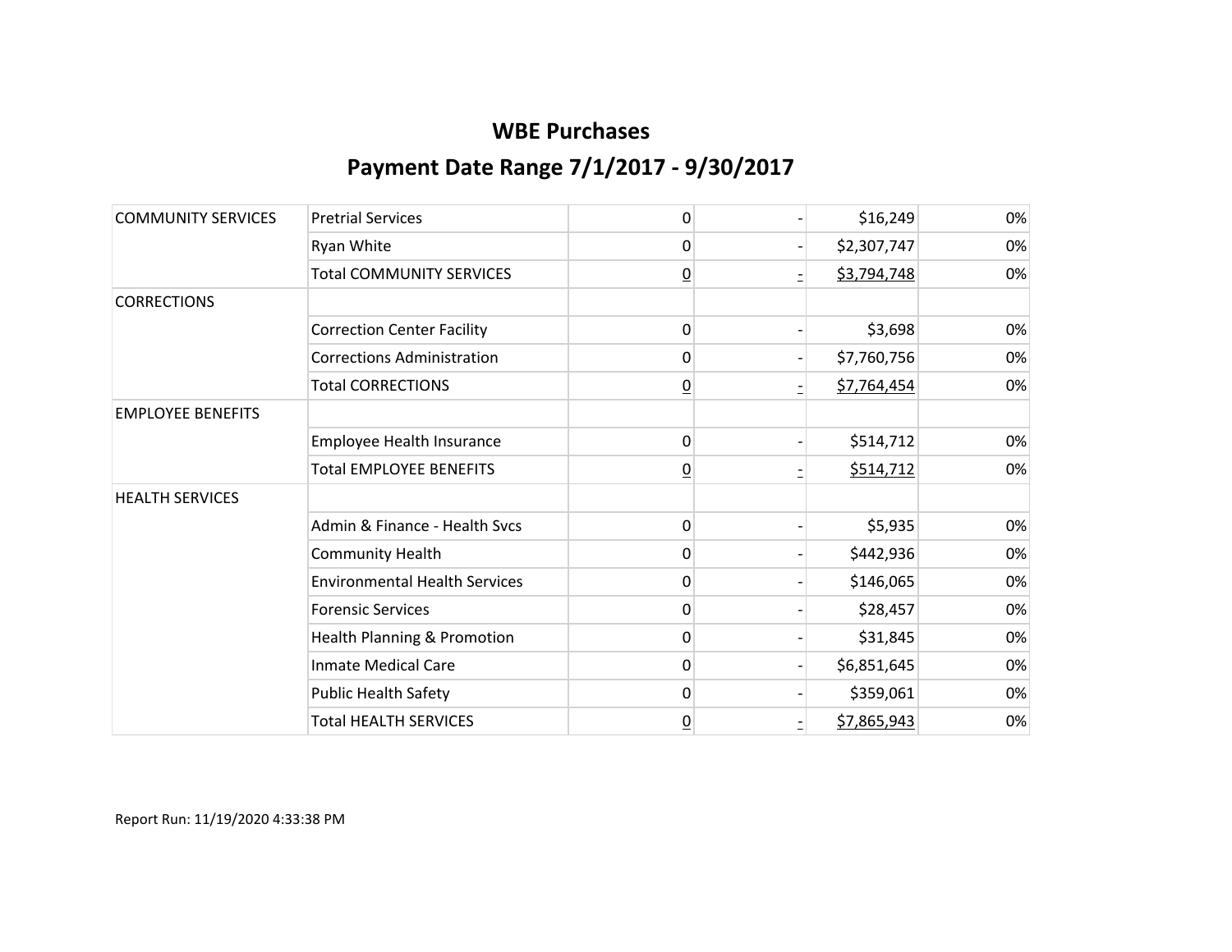## WBE Purchases

## Payment Date Range 7/1/2017 - 9/30/2017

| | | | | | |
|---|---|---|---|---|---|
| COMMUNITY SERVICES | Pretrial Services | 0 | - | $16,249 | 0% |
| | Ryan White | 0 | - | $2,307,747 | 0% |
| | Total COMMUNITY SERVICES | 0 | - | $3,794,748 | 0% |
| CORRECTIONS | | | | | |
| | Correction Center Facility | 0 | - | $3,698 | 0% |
| | Corrections Administration | 0 | - | $7,760,756 | 0% |
| | Total CORRECTIONS | 0 | - | $7,764,454 | 0% |
| EMPLOYEE BENEFITS | | | | | |
| | Employee Health Insurance | 0 | - | $514,712 | 0% |
| | Total EMPLOYEE BENEFITS | 0 | - | $514,712 | 0% |
| HEALTH SERVICES | | | | | |
| | Admin & Finance - Health Svcs | 0 | - | $5,935 | 0% |
| | Community Health | 0 | - | $442,936 | 0% |
| | Environmental Health Services | 0 | - | $146,065 | 0% |
| | Forensic Services | 0 | - | $28,457 | 0% |
| | Health Planning & Promotion | 0 | - | $31,845 | 0% |
| | Inmate Medical Care | 0 | - | $6,851,645 | 0% |
| | Public Health Safety | 0 | - | $359,061 | 0% |
| | Total HEALTH SERVICES | 0 | - | $7,865,943 | 0% |

Report Run: 11/19/2020 4:33:38 PM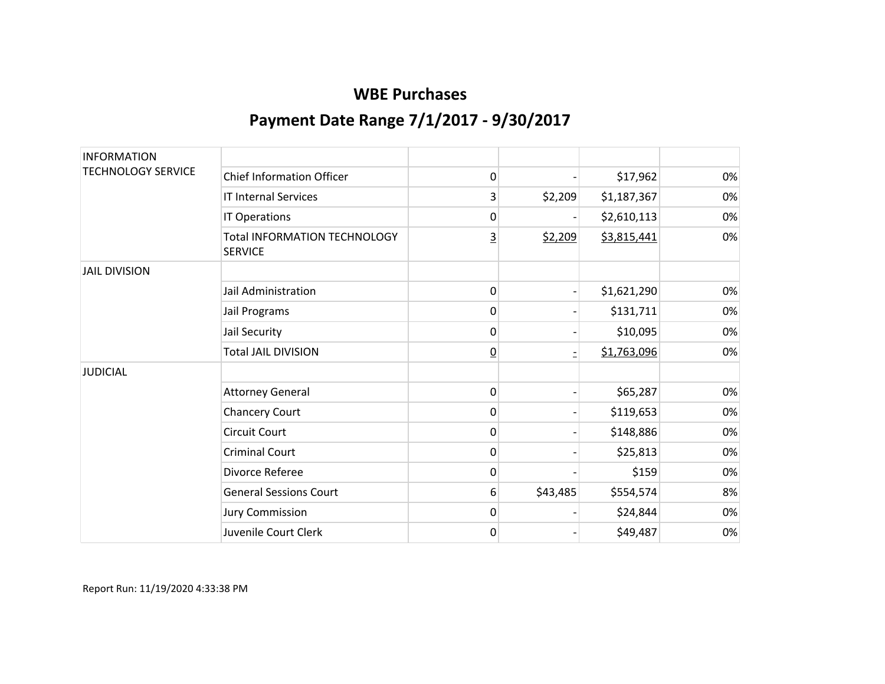# WBE Purchases

## Payment Date Range 7/1/2017 - 9/30/2017

| | | | | | |
|---|---|---|---|---|---|
| INFORMATION TECHNOLOGY SERVICE | | | | | |
| | Chief Information Officer | 0 | - | $17,962 | 0% |
| | IT Internal Services | 3 | $2,209 | $1,187,367 | 0% |
| | IT Operations | 0 | - | $2,610,113 | 0% |
| | Total INFORMATION TECHNOLOGY SERVICE | 3 | $2,209 | $3,815,441 | 0% |
| JAIL DIVISION | | | | | |
| | Jail Administration | 0 | - | $1,621,290 | 0% |
| | Jail Programs | 0 | - | $131,711 | 0% |
| | Jail Security | 0 | - | $10,095 | 0% |
| | Total JAIL DIVISION | 0 | - | $1,763,096 | 0% |
| JUDICIAL | | | | | |
| | Attorney General | 0 | - | $65,287 | 0% |
| | Chancery Court | 0 | - | $119,653 | 0% |
| | Circuit Court | 0 | - | $148,886 | 0% |
| | Criminal Court | 0 | - | $25,813 | 0% |
| | Divorce Referee | 0 | - | $159 | 0% |
| | General Sessions Court | 6 | $43,485 | $554,574 | 8% |
| | Jury Commission | 0 | - | $24,844 | 0% |
| | Juvenile Court Clerk | 0 | - | $49,487 | 0% |

Report Run: 11/19/2020 4:33:38 PM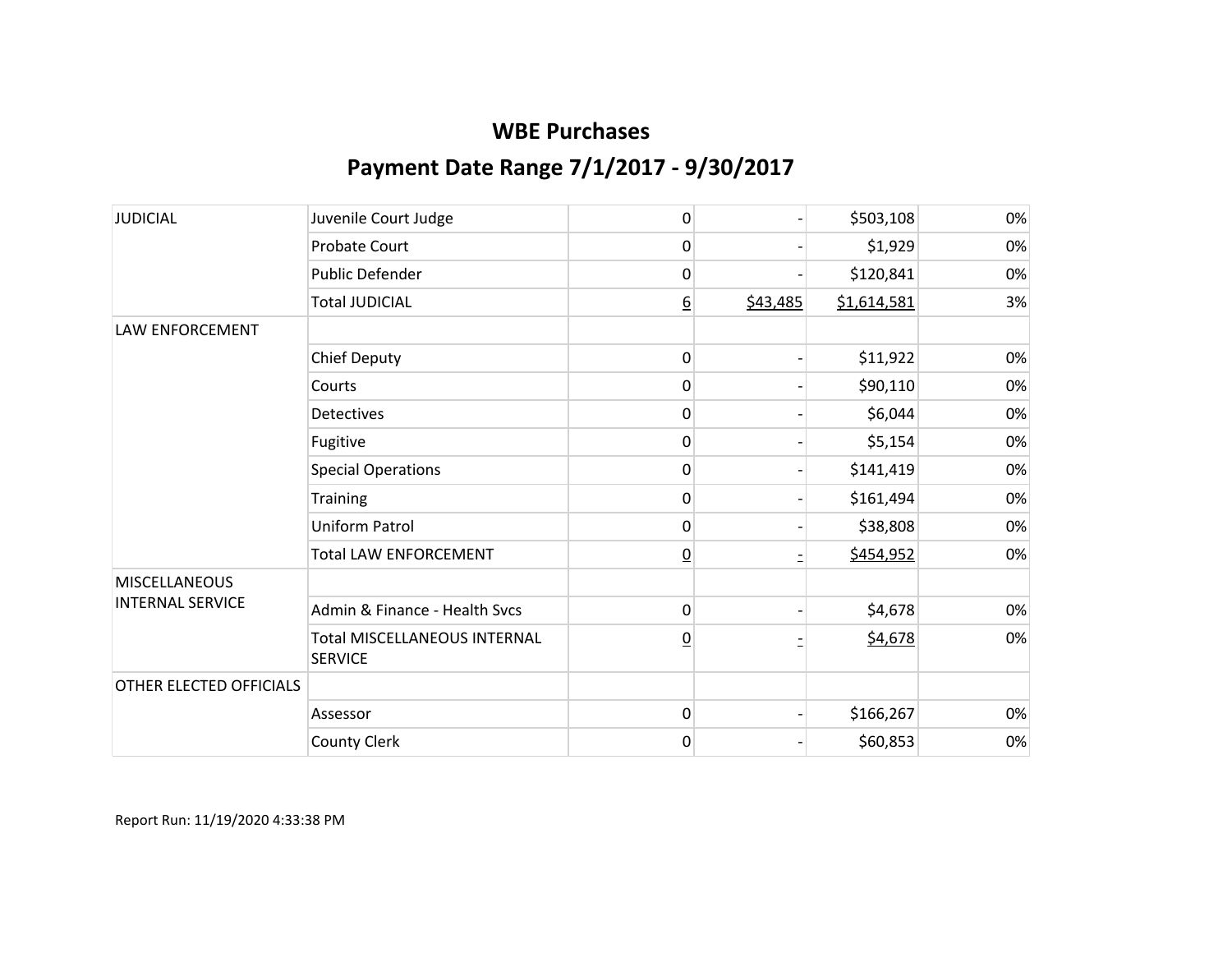# WBE Purchases

## Payment Date Range 7/1/2017 - 9/30/2017

| | | | | | |
|---|---|---|---|---|---|
| JUDICIAL | Juvenile Court Judge | 0 | - | $503,108 | 0% |
| | Probate Court | 0 | - | $1,929 | 0% |
| | Public Defender | 0 | - | $120,841 | 0% |
| | Total JUDICIAL | 6 | $43,485 | $1,614,581 | 3% |
| LAW ENFORCEMENT | | | | | |
| | Chief Deputy | 0 | - | $11,922 | 0% |
| | Courts | 0 | - | $90,110 | 0% |
| | Detectives | 0 | - | $6,044 | 0% |
| | Fugitive | 0 | - | $5,154 | 0% |
| | Special Operations | 0 | - | $141,419 | 0% |
| | Training | 0 | - | $161,494 | 0% |
| | Uniform Patrol | 0 | - | $38,808 | 0% |
| | Total LAW ENFORCEMENT | 0 | - | $454,952 | 0% |
| MISCELLANEOUS INTERNAL SERVICE | | | | | |
| | Admin & Finance - Health Svcs | 0 | - | $4,678 | 0% |
| | Total MISCELLANEOUS INTERNAL SERVICE | 0 | - | $4,678 | 0% |
| OTHER ELECTED OFFICIALS | | | | | |
| | Assessor | 0 | - | $166,267 | 0% |
| | County Clerk | 0 | - | $60,853 | 0% |

Report Run: 11/19/2020 4:33:38 PM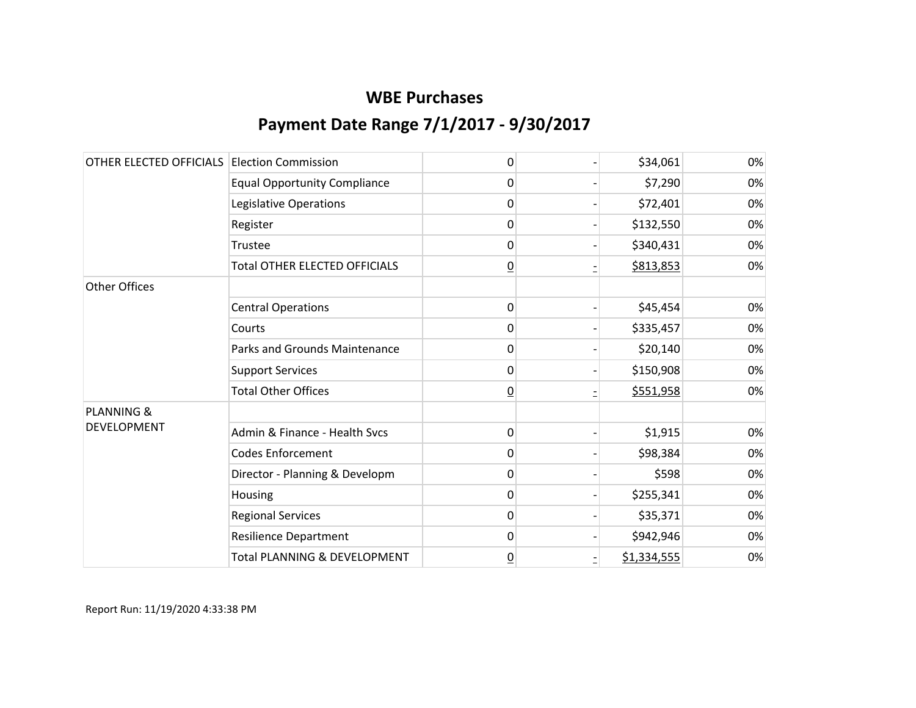# WBE Purchases

## Payment Date Range 7/1/2017 - 9/30/2017

| | | | | | |
|---|---|---|---|---|---|
| OTHER ELECTED OFFICIALS | Election Commission | 0 | - | $34,061 | 0% |
| | Equal Opportunity Compliance | 0 | - | $7,290 | 0% |
| | Legislative Operations | 0 | - | $72,401 | 0% |
| | Register | 0 | - | $132,550 | 0% |
| | Trustee | 0 | - | $340,431 | 0% |
| | Total OTHER ELECTED OFFICIALS | 0 | - | $813,853 | 0% |
| Other Offices | | | | | |
| | Central Operations | 0 | - | $45,454 | 0% |
| | Courts | 0 | - | $335,457 | 0% |
| | Parks and Grounds Maintenance | 0 | - | $20,140 | 0% |
| | Support Services | 0 | - | $150,908 | 0% |
| | Total Other Offices | 0 | - | $551,958 | 0% |
| PLANNING & DEVELOPMENT | | | | | |
| | Admin & Finance - Health Svcs | 0 | - | $1,915 | 0% |
| | Codes Enforcement | 0 | - | $98,384 | 0% |
| | Director - Planning & Developm | 0 | - | $598 | 0% |
| | Housing | 0 | - | $255,341 | 0% |
| | Regional Services | 0 | - | $35,371 | 0% |
| | Resilience Department | 0 | - | $942,946 | 0% |
| | Total PLANNING & DEVELOPMENT | 0 | - | $1,334,555 | 0% |

Report Run: 11/19/2020 4:33:38 PM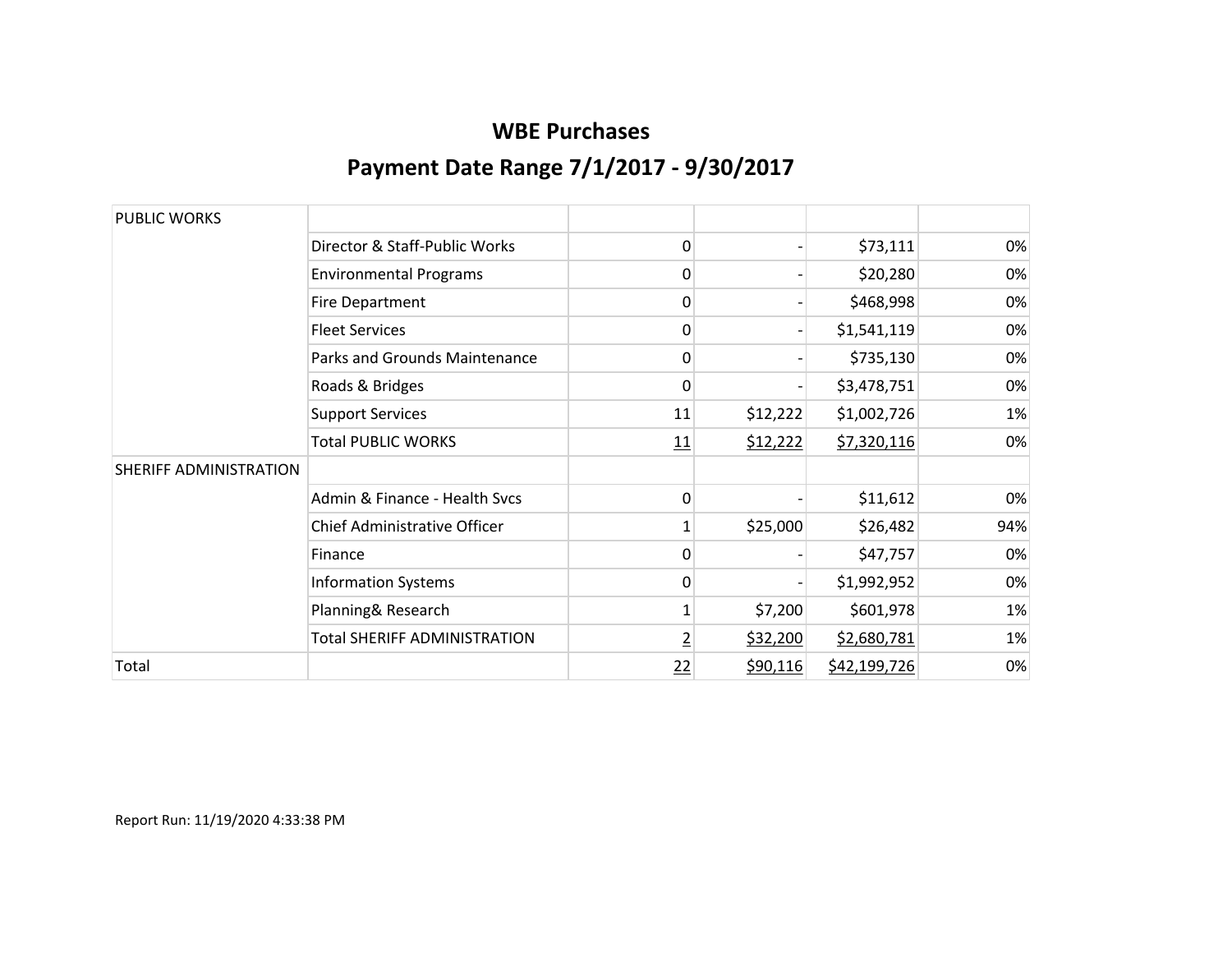# WBE Purchases

## Payment Date Range 7/1/2017 - 9/30/2017

| | | | | | |
|---|---|---|---|---|---|
| PUBLIC WORKS | | | | | |
| | Director & Staff-Public Works | 0 | - | $73,111 | 0% |
| | Environmental Programs | 0 | - | $20,280 | 0% |
| | Fire Department | 0 | - | $468,998 | 0% |
| | Fleet Services | 0 | - | $1,541,119 | 0% |
| | Parks and Grounds Maintenance | 0 | - | $735,130 | 0% |
| | Roads & Bridges | 0 | - | $3,478,751 | 0% |
| | Support Services | 11 | $12,222 | $1,002,726 | 1% |
| | Total PUBLIC WORKS | 11 | $12,222 | $7,320,116 | 0% |
| SHERIFF ADMINISTRATION | | | | | |
| | Admin & Finance - Health Svcs | 0 | - | $11,612 | 0% |
| | Chief Administrative Officer | 1 | $25,000 | $26,482 | 94% |
| | Finance | 0 | - | $47,757 | 0% |
| | Information Systems | 0 | - | $1,992,952 | 0% |
| | Planning& Research | 1 | $7,200 | $601,978 | 1% |
| | Total SHERIFF ADMINISTRATION | 2 | $32,200 | $2,680,781 | 1% |
| Total | | 22 | $90,116 | $42,199,726 | 0% |

Report Run: 11/19/2020 4:33:38 PM